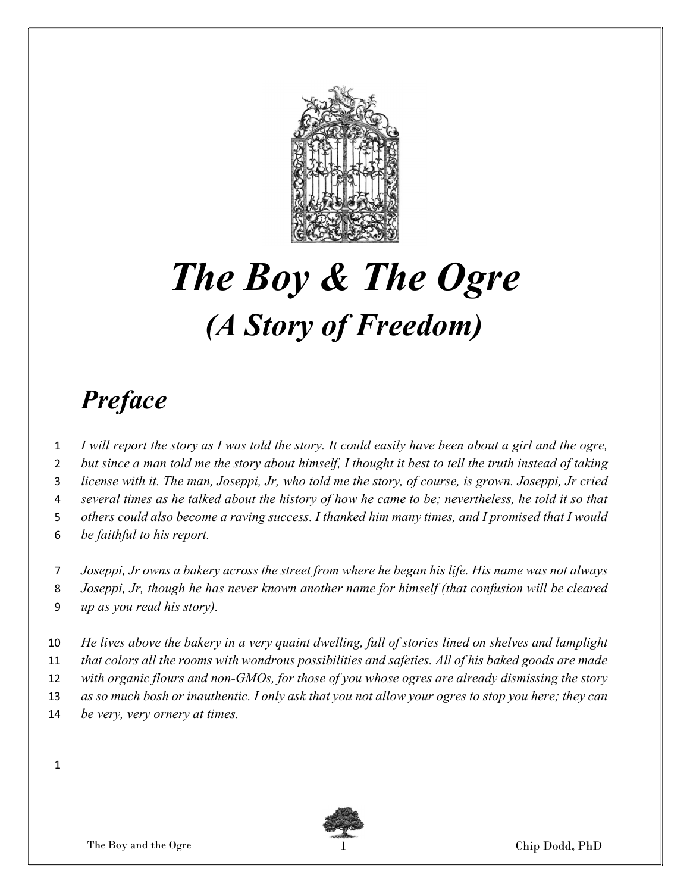# *The Boy & The Ogre*

## *(A Story of Freedom)*

## *Preface*

*I will report the story as I was told the story. It could easily have been about a girl and the ogre, but since a man told me the story about himself, I thought it best to tell the truth instead of taking license with it. The man, Joseppi, Jr, who told me the story, of course, is grown. Joseppi, Jr cried several times as he talked about the history of how he came to be; nevertheless, he told it so that others could also become a raving success. I thanked him many times, and I promised that I would be faithful to his report.*

*Joseppi, Jr owns a bakery across the street from where he began his life. His name was not always Joseppi, Jr, though he has never known another name for himself (that confusion will be cleared up as you read his story).*

*He lives above the bakery in a very quaint dwelling, full of stories lined on shelves and lamplight that colors all the rooms with wondrous possibilities and safeties. All of his baked goods are made with organic flours and non-GMOs, for those of you whose ogres are already dismissing the story as so much bosh or inauthentic. I only ask that you not allow your ogres to stop you here; they can be very, very ornery at times.*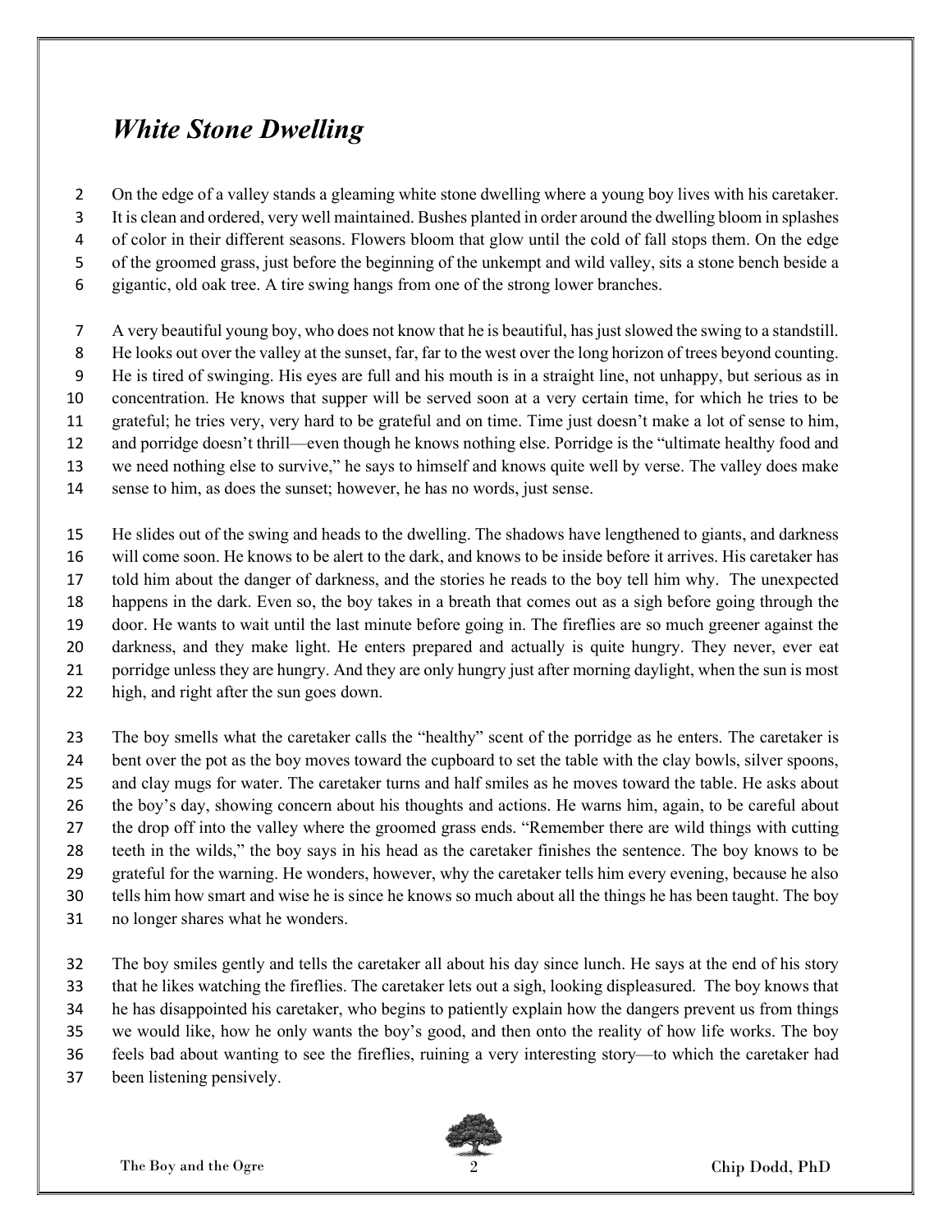# *White Stone Dwelling*

On the edge of a valley stands a gleaming white stone dwelling where a young boy lives with his caretaker. It is clean and ordered, very well maintained. Bushes planted in order around the dwelling bloom in splashes of color in their different seasons. Flowers bloom that glow until the cold of fall stops them. On the edge of the groomed grass, just before the beginning of the unkempt and wild valley, sits a stone bench beside a gigantic, old oak tree. A tire swing hangs from one of the strong lower branches.

A very beautiful young boy, who does not know that he is beautiful, has just slowed the swing to a standstill. He looks out over the valley at the sunset, far, far to the west over the long horizon of trees beyond counting. He is tired of swinging. His eyes are full and his mouth is in a straight line, not unhappy, but serious as in concentration. He knows that supper will be served soon at a very certain time, for which he tries to be grateful; he tries very, very hard to be grateful and on time. Time just doesn't make a lot of sense to him, and porridge doesn't thrill—even though he knows nothing else. Porridge is the "ultimate healthy food and we need nothing else to survive," he says to himself and knows quite well by verse. The valley does make sense to him, as does the sunset; however, he has no words, just sense.

He slides out of the swing and heads to the dwelling. The shadows have lengthened to giants, and darkness will come soon. He knows to be alert to the dark, and knows to be inside before it arrives. His caretaker has told him about the danger of darkness, and the stories he reads to the boy tell him why. The unexpected happens in the dark. Even so, the boy takes in a breath that comes out as a sigh before going through the door. He wants to wait until the last minute before going in. The fireflies are so much greener against the darkness, and they make light. He enters prepared and actually is quite hungry. They never, ever eat porridge unless they are hungry. And they are only hungry just after morning daylight, when the sun is most high, and right after the sun goes down.

The boy smells what the caretaker calls the "healthy" scent of the porridge as he enters. The caretaker is bent over the pot as the boy moves toward the cupboard to set the table with the clay bowls, silver spoons, and clay mugs for water. The caretaker turns and half smiles as he moves toward the table. He asks about the boy's day, showing concern about his thoughts and actions. He warns him, again, to be careful about the drop off into the valley where the groomed grass ends. "Remember there are wild things with cutting teeth in the wilds," the boy says in his head as the caretaker finishes the sentence. The boy knows to be grateful for the warning. He wonders, however, why the caretaker tells him every evening, because he also tells him how smart and wise he is since he knows so much about all the things he has been taught. The boy no longer shares what he wonders.

The boy smiles gently and tells the caretaker all about his day since lunch. He says at the end of his story that he likes watching the fireflies. The caretaker lets out a sigh, looking displeasured. The boy knows that he has disappointed his caretaker, who begins to patiently explain how the dangers prevent us from things we would like, how he only wants the boy's good, and then onto the reality of how life works. The boy feels bad about wanting to see the fireflies, ruining a very interesting story—to which the caretaker had been listening pensively.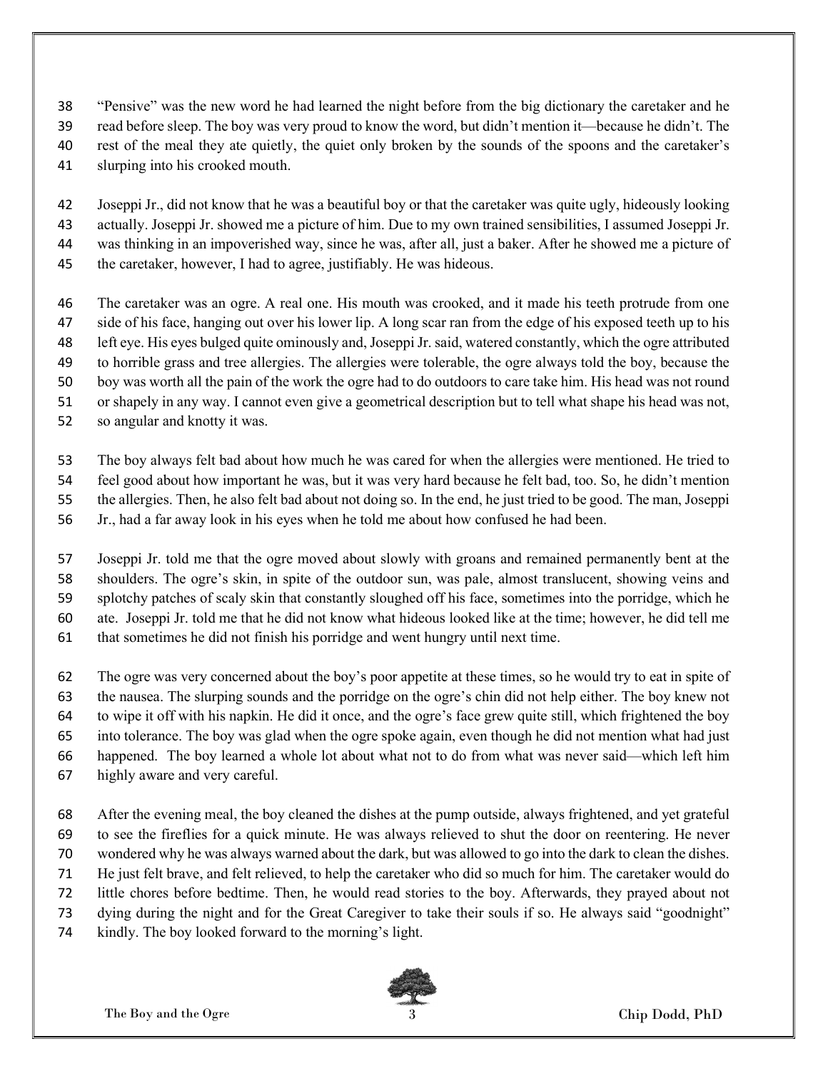"Pensive" was the new word he had learned the night before from the big dictionary the caretaker and he read before sleep. The boy was very proud to know the word, but didn't mention it—because he didn't. The rest of the meal they ate quietly, the quiet only broken by the sounds of the spoons and the caretaker's slurping into his crooked mouth.

Joseppi Jr., did not know that he was a beautiful boy or that the caretaker was quite ugly, hideously looking actually. Joseppi Jr. showed me a picture of him. Due to my own trained sensibilities, I assumed Joseppi Jr. was thinking in an impoverished way, since he was, after all, just a baker. After he showed me a picture of the caretaker, however, I had to agree, justifiably. He was hideous.

The caretaker was an ogre. A real one. His mouth was crooked, and it made his teeth protrude from one side of his face, hanging out over his lower lip. A long scar ran from the edge of his exposed teeth up to his left eye. His eyes bulged quite ominously and, Joseppi Jr. said, watered constantly, which the ogre attributed to horrible grass and tree allergies. The allergies were tolerable, the ogre always told the boy, because the boy was worth all the pain of the work the ogre had to do outdoors to care take him. His head was not round or shapely in any way. I cannot even give a geometrical description but to tell what shape his head was not, so angular and knotty it was.

The boy always felt bad about how much he was cared for when the allergies were mentioned. He tried to feel good about how important he was, but it was very hard because he felt bad, too. So, he didn't mention the allergies. Then, he also felt bad about not doing so. In the end, he just tried to be good. The man, Joseppi Jr., had a far away look in his eyes when he told me about how confused he had been.

Joseppi Jr. told me that the ogre moved about slowly with groans and remained permanently bent at the shoulders. The ogre's skin, in spite of the outdoor sun, was pale, almost translucent, showing veins and splotchy patches of scaly skin that constantly sloughed off his face, sometimes into the porridge, which he ate. Joseppi Jr. told me that he did not know what hideous looked like at the time; however, he did tell me that sometimes he did not finish his porridge and went hungry until next time.

The ogre was very concerned about the boy's poor appetite at these times, so he would try to eat in spite of the nausea. The slurping sounds and the porridge on the ogre's chin did not help either. The boy knew not to wipe it off with his napkin. He did it once, and the ogre's face grew quite still, which frightened the boy into tolerance. The boy was glad when the ogre spoke again, even though he did not mention what had just happened. The boy learned a whole lot about what not to do from what was never said—which left him highly aware and very careful.

After the evening meal, the boy cleaned the dishes at the pump outside, always frightened, and yet grateful to see the fireflies for a quick minute. He was always relieved to shut the door on reentering. He never wondered why he was always warned about the dark, but was allowed to go into the dark to clean the dishes. He just felt brave, and felt relieved, to help the caretaker who did so much for him. The caretaker would do little chores before bedtime. Then, he would read stories to the boy. Afterwards, they prayed about not dying during the night and for the Great Caregiver to take their souls if so. He always said "goodnight" kindly. The boy looked forward to the morning's light.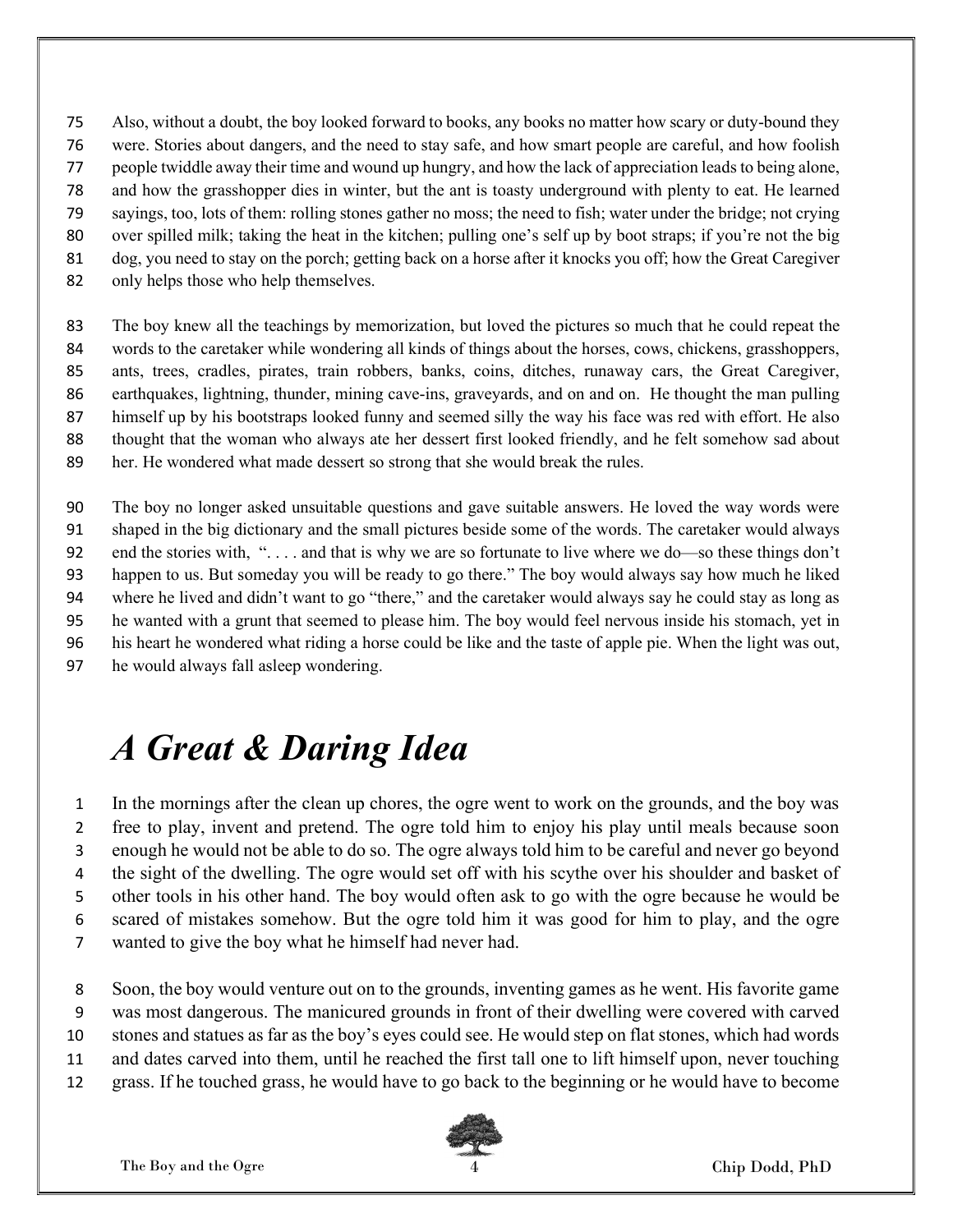Also, without a doubt, the boy looked forward to books, any books no matter how scary or duty-bound they were. Stories about dangers, and the need to stay safe, and how smart people are careful, and how foolish people twiddle away their time and wound up hungry, and how the lack of appreciation leads to being alone, and how the grasshopper dies in winter, but the ant is toasty underground with plenty to eat. He learned sayings, too, lots of them: rolling stones gather no moss; the need to fish; water under the bridge; not crying over spilled milk; taking the heat in the kitchen; pulling one's self up by boot straps; if you're not the big dog, you need to stay on the porch; getting back on a horse after it knocks you off; how the Great Caregiver only helps those who help themselves.

The boy knew all the teachings by memorization, but loved the pictures so much that he could repeat the words to the caretaker while wondering all kinds of things about the horses, cows, chickens, grasshoppers, ants, trees, cradles, pirates, train robbers, banks, coins, ditches, runaway cars, the Great Caregiver, earthquakes, lightning, thunder, mining cave-ins, graveyards, and on and on. He thought the man pulling himself up by his bootstraps looked funny and seemed silly the way his face was red with effort. He also thought that the woman who always ate her dessert first looked friendly, and he felt somehow sad about her. He wondered what made dessert so strong that she would break the rules.

The boy no longer asked unsuitable questions and gave suitable answers. He loved the way words were shaped in the big dictionary and the small pictures beside some of the words. The caretaker would always end the stories with, ". . . . and that is why we are so fortunate to live where we do—so these things don't happen to us. But someday you will be ready to go there." The boy would always say how much he liked where he lived and didn't want to go "there," and the caretaker would always say he could stay as long as he wanted with a grunt that seemed to please him. The boy would feel nervous inside his stomach, yet in his heart he wondered what riding a horse could be like and the taste of apple pie. When the light was out, he would always fall asleep wondering.

# *A Great & Daring Idea*

In the mornings after the clean up chores, the ogre went to work on the grounds, and the boy was free to play, invent and pretend. The ogre told him to enjoy his play until meals because soon enough he would not be able to do so. The ogre always told him to be careful and never go beyond the sight of the dwelling. The ogre would set off with his scythe over his shoulder and basket of other tools in his other hand. The boy would often ask to go with the ogre because he would be scared of mistakes somehow. But the ogre told him it was good for him to play, and the ogre wanted to give the boy what he himself had never had.

Soon, the boy would venture out on to the grounds, inventing games as he went. His favorite game was most dangerous. The manicured grounds in front of their dwelling were covered with carved stones and statues as far as the boy's eyes could see. He would step on flat stones, which had words and dates carved into them, until he reached the first tall one to lift himself upon, never touching grass. If he touched grass, he would have to go back to the beginning or he would have to become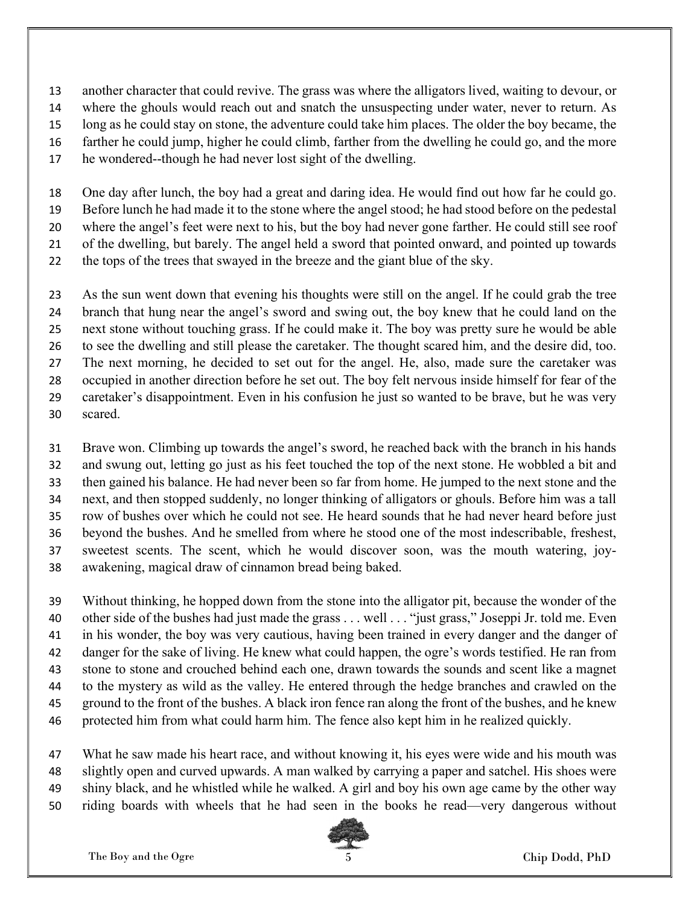another character that could revive. The grass was where the alligators lived, waiting to devour, or where the ghouls would reach out and snatch the unsuspecting under water, never to return. As long as he could stay on stone, the adventure could take him places. The older the boy became, the farther he could jump, higher he could climb, farther from the dwelling he could go, and the more he wondered--though he had never lost sight of the dwelling.

One day after lunch, the boy had a great and daring idea. He would find out how far he could go. Before lunch he had made it to the stone where the angel stood; he had stood before on the pedestal where the angel's feet were next to his, but the boy had never gone farther. He could still see roof of the dwelling, but barely. The angel held a sword that pointed onward, and pointed up towards the tops of the trees that swayed in the breeze and the giant blue of the sky.

As the sun went down that evening his thoughts were still on the angel. If he could grab the tree branch that hung near the angel's sword and swing out, the boy knew that he could land on the next stone without touching grass. If he could make it. The boy was pretty sure he would be able to see the dwelling and still please the caretaker. The thought scared him, and the desire did, too. The next morning, he decided to set out for the angel. He, also, made sure the caretaker was occupied in another direction before he set out. The boy felt nervous inside himself for fear of the caretaker's disappointment. Even in his confusion he just so wanted to be brave, but he was very scared.

Brave won. Climbing up towards the angel's sword, he reached back with the branch in his hands and swung out, letting go just as his feet touched the top of the next stone. He wobbled a bit and then gained his balance. He had never been so far from home. He jumped to the next stone and the next, and then stopped suddenly, no longer thinking of alligators or ghouls. Before him was a tall row of bushes over which he could not see. He heard sounds that he had never heard before just beyond the bushes. And he smelled from where he stood one of the most indescribable, freshest, sweetest scents. The scent, which he would discover soon, was the mouth watering, joy-awakening, magical draw of cinnamon bread being baked.

Without thinking, he hopped down from the stone into the alligator pit, because the wonder of the other side of the bushes had just made the grass . . . well . . . "just grass," Joseppi Jr. told me. Even in his wonder, the boy was very cautious, having been trained in every danger and the danger of danger for the sake of living. He knew what could happen, the ogre's words testified. He ran from stone to stone and crouched behind each one, drawn towards the sounds and scent like a magnet to the mystery as wild as the valley. He entered through the hedge branches and crawled on the ground to the front of the bushes. A black iron fence ran along the front of the bushes, and he knew protected him from what could harm him. The fence also kept him in he realized quickly.

What he saw made his heart race, and without knowing it, his eyes were wide and his mouth was slightly open and curved upwards. A man walked by carrying a paper and satchel. His shoes were shiny black, and he whistled while he walked. A girl and boy his own age came by the other way riding boards with wheels that he had seen in the books he read—very dangerous without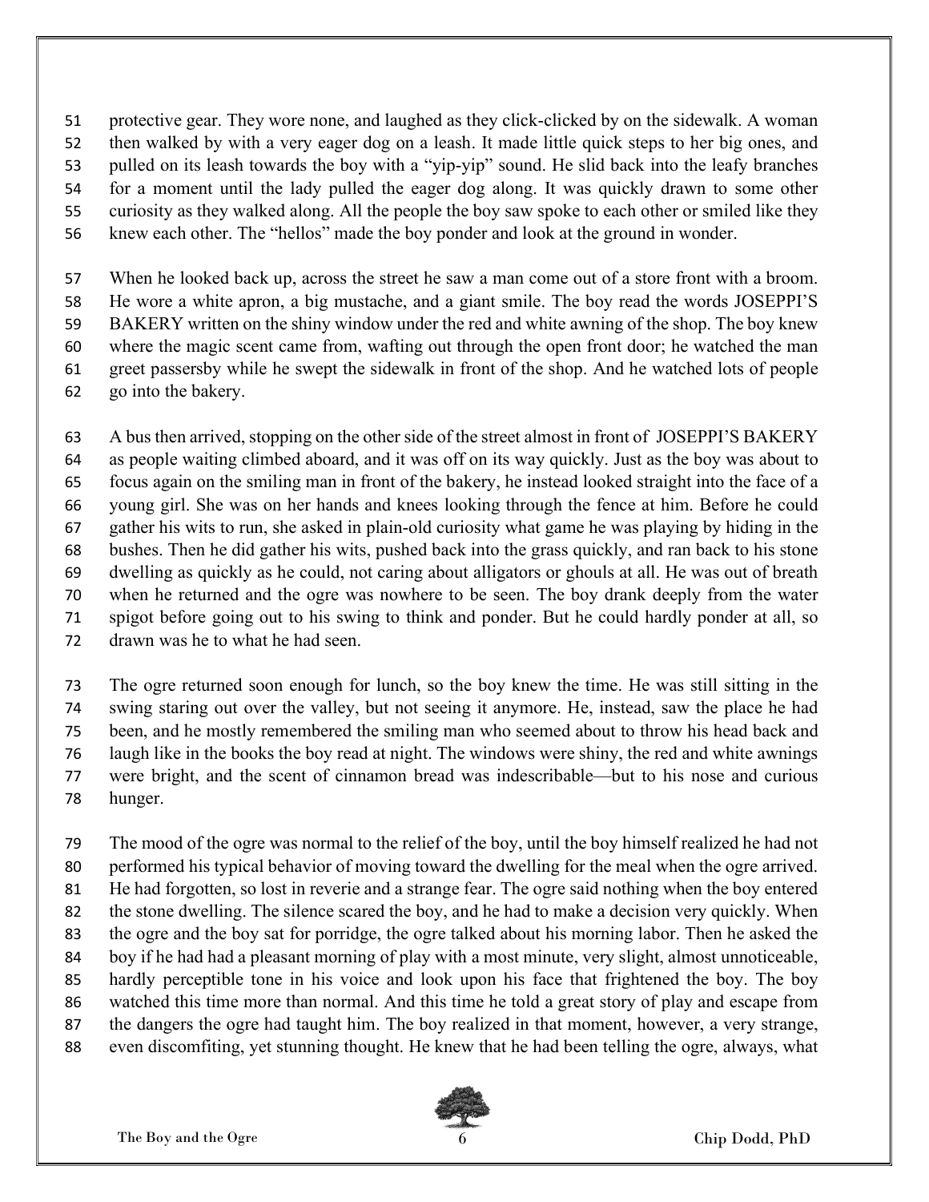protective gear. They wore none, and laughed as they click-clicked by on the sidewalk. A woman then walked by with a very eager dog on a leash. It made little quick steps to her big ones, and pulled on its leash towards the boy with a "yip-yip" sound. He slid back into the leafy branches for a moment until the lady pulled the eager dog along. It was quickly drawn to some other curiosity as they walked along. All the people the boy saw spoke to each other or smiled like they knew each other. The "hellos" made the boy ponder and look at the ground in wonder.

When he looked back up, across the street he saw a man come out of a store front with a broom. He wore a white apron, a big mustache, and a giant smile. The boy read the words JOSEPPI'S BAKERY written on the shiny window under the red and white awning of the shop. The boy knew where the magic scent came from, wafting out through the open front door; he watched the man greet passersby while he swept the sidewalk in front of the shop. And he watched lots of people go into the bakery.

A bus then arrived, stopping on the other side of the street almost in front of JOSEPPI'S BAKERY as people waiting climbed aboard, and it was off on its way quickly. Just as the boy was about to focus again on the smiling man in front of the bakery, he instead looked straight into the face of a young girl. She was on her hands and knees looking through the fence at him. Before he could gather his wits to run, she asked in plain-old curiosity what game he was playing by hiding in the bushes. Then he did gather his wits, pushed back into the grass quickly, and ran back to his stone dwelling as quickly as he could, not caring about alligators or ghouls at all. He was out of breath when he returned and the ogre was nowhere to be seen. The boy drank deeply from the water spigot before going out to his swing to think and ponder. But he could hardly ponder at all, so drawn was he to what he had seen.

The ogre returned soon enough for lunch, so the boy knew the time. He was still sitting in the swing staring out over the valley, but not seeing it anymore. He, instead, saw the place he had been, and he mostly remembered the smiling man who seemed about to throw his head back and laugh like in the books the boy read at night. The windows were shiny, the red and white awnings were bright, and the scent of cinnamon bread was indescribable—but to his nose and curious hunger.

The mood of the ogre was normal to the relief of the boy, until the boy himself realized he had not performed his typical behavior of moving toward the dwelling for the meal when the ogre arrived. He had forgotten, so lost in reverie and a strange fear. The ogre said nothing when the boy entered the stone dwelling. The silence scared the boy, and he had to make a decision very quickly. When the ogre and the boy sat for porridge, the ogre talked about his morning labor. Then he asked the boy if he had had a pleasant morning of play with a most minute, very slight, almost unnoticeable, hardly perceptible tone in his voice and look upon his face that frightened the boy. The boy watched this time more than normal. And this time he told a great story of play and escape from the dangers the ogre had taught him. The boy realized in that moment, however, a very strange, even discomfiting, yet stunning thought. He knew that he had been telling the ogre, always, what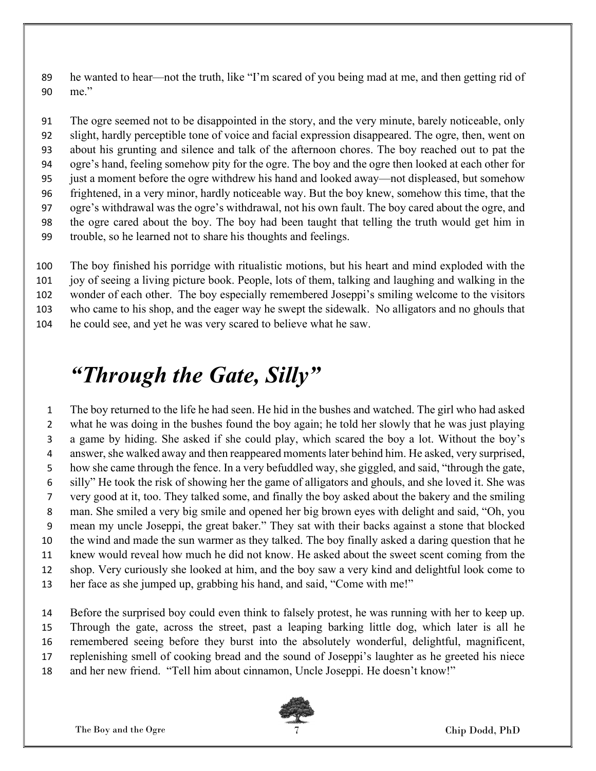he wanted to hear—not the truth, like "I'm scared of you being mad at me, and then getting rid of me."

The ogre seemed not to be disappointed in the story, and the very minute, barely noticeable, only slight, hardly perceptible tone of voice and facial expression disappeared. The ogre, then, went on about his grunting and silence and talk of the afternoon chores. The boy reached out to pat the ogre's hand, feeling somehow pity for the ogre. The boy and the ogre then looked at each other for just a moment before the ogre withdrew his hand and looked away—not displeased, but somehow frightened, in a very minor, hardly noticeable way. But the boy knew, somehow this time, that the ogre's withdrawal was the ogre's withdrawal, not his own fault. The boy cared about the ogre, and the ogre cared about the boy. The boy had been taught that telling the truth would get him in trouble, so he learned not to share his thoughts and feelings.

The boy finished his porridge with ritualistic motions, but his heart and mind exploded with the joy of seeing a living picture book. People, lots of them, talking and laughing and walking in the wonder of each other. The boy especially remembered Joseppi's smiling welcome to the visitors who came to his shop, and the eager way he swept the sidewalk. No alligators and no ghouls that he could see, and yet he was very scared to believe what he saw.

# *"Through the Gate, Silly"*

The boy returned to the life he had seen. He hid in the bushes and watched. The girl who had asked what he was doing in the bushes found the boy again; he told her slowly that he was just playing a game by hiding. She asked if she could play, which scared the boy a lot. Without the boy's answer, she walked away and then reappeared moments later behind him. He asked, very surprised, how she came through the fence. In a very befuddled way, she giggled, and said, "through the gate, silly" He took the risk of showing her the game of alligators and ghouls, and she loved it. She was very good at it, too. They talked some, and finally the boy asked about the bakery and the smiling man. She smiled a very big smile and opened her big brown eyes with delight and said, "Oh, you mean my uncle Joseppi, the great baker." They sat with their backs against a stone that blocked the wind and made the sun warmer as they talked. The boy finally asked a daring question that he knew would reveal how much he did not know. He asked about the sweet scent coming from the shop. Very curiously she looked at him, and the boy saw a very kind and delightful look come to her face as she jumped up, grabbing his hand, and said, "Come with me!"

Before the surprised boy could even think to falsely protest, he was running with her to keep up. Through the gate, across the street, past a leaping barking little dog, which later is all he remembered seeing before they burst into the absolutely wonderful, delightful, magnificent, replenishing smell of cooking bread and the sound of Joseppi's laughter as he greeted his niece and her new friend. "Tell him about cinnamon, Uncle Joseppi. He doesn't know!"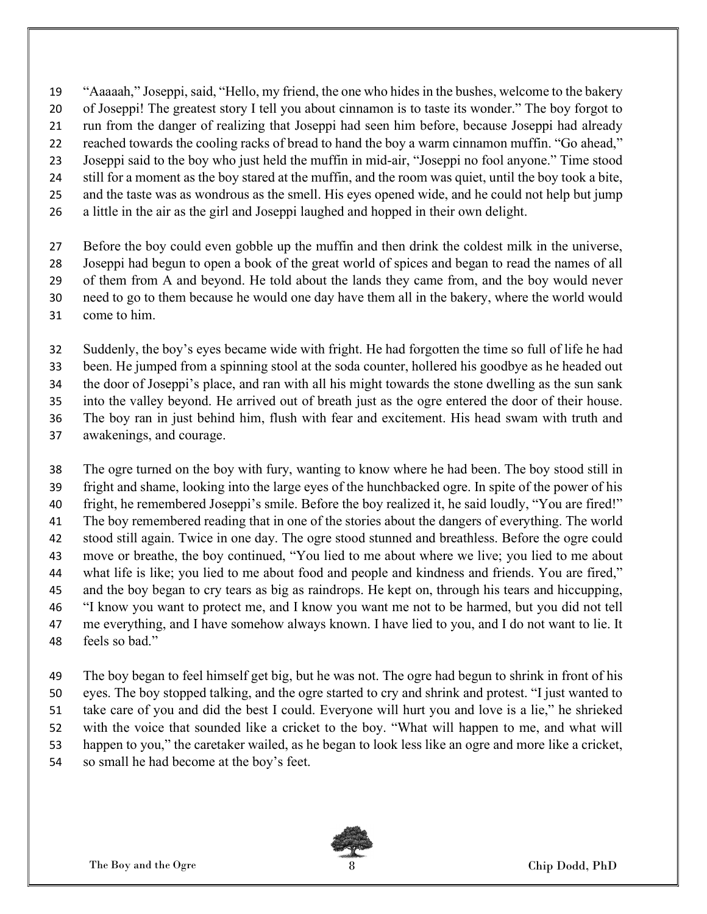"Aaaaah," Joseppi, said, "Hello, my friend, the one who hides in the bushes, welcome to the bakery of Joseppi! The greatest story I tell you about cinnamon is to taste its wonder." The boy forgot to run from the danger of realizing that Joseppi had seen him before, because Joseppi had already reached towards the cooling racks of bread to hand the boy a warm cinnamon muffin. "Go ahead," Joseppi said to the boy who just held the muffin in mid-air, "Joseppi no fool anyone." Time stood still for a moment as the boy stared at the muffin, and the room was quiet, until the boy took a bite, and the taste was as wondrous as the smell. His eyes opened wide, and he could not help but jump a little in the air as the girl and Joseppi laughed and hopped in their own delight.

Before the boy could even gobble up the muffin and then drink the coldest milk in the universe, Joseppi had begun to open a book of the great world of spices and began to read the names of all of them from A and beyond. He told about the lands they came from, and the boy would never need to go to them because he would one day have them all in the bakery, where the world would come to him.

Suddenly, the boy's eyes became wide with fright. He had forgotten the time so full of life he had been. He jumped from a spinning stool at the soda counter, hollered his goodbye as he headed out the door of Joseppi's place, and ran with all his might towards the stone dwelling as the sun sank into the valley beyond. He arrived out of breath just as the ogre entered the door of their house. The boy ran in just behind him, flush with fear and excitement. His head swam with truth and awakenings, and courage.

The ogre turned on the boy with fury, wanting to know where he had been. The boy stood still in fright and shame, looking into the large eyes of the hunchbacked ogre. In spite of the power of his fright, he remembered Joseppi's smile. Before the boy realized it, he said loudly, "You are fired!" The boy remembered reading that in one of the stories about the dangers of everything. The world stood still again. Twice in one day. The ogre stood stunned and breathless. Before the ogre could move or breathe, the boy continued, "You lied to me about where we live; you lied to me about what life is like; you lied to me about food and people and kindness and friends. You are fired," and the boy began to cry tears as big as raindrops. He kept on, through his tears and hiccupping, "I know you want to protect me, and I know you want me not to be harmed, but you did not tell me everything, and I have somehow always known. I have lied to you, and I do not want to lie. It feels so bad."

The boy began to feel himself get big, but he was not. The ogre had begun to shrink in front of his eyes. The boy stopped talking, and the ogre started to cry and shrink and protest. "I just wanted to take care of you and did the best I could. Everyone will hurt you and love is a lie," he shrieked with the voice that sounded like a cricket to the boy. "What will happen to me, and what will happen to you," the caretaker wailed, as he began to look less like an ogre and more like a cricket, so small he had become at the boy's feet.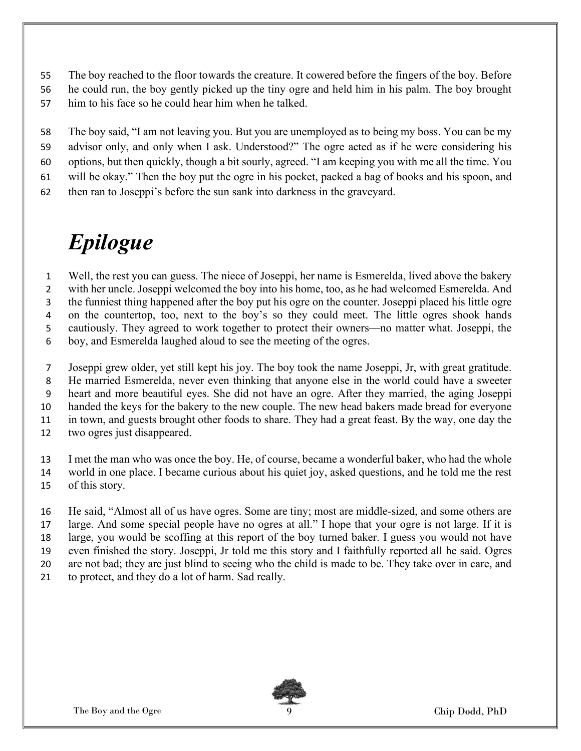The boy reached to the floor towards the creature. It cowered before the fingers of the boy. Before he could run, the boy gently picked up the tiny ogre and held him in his palm. The boy brought him to his face so he could hear him when he talked.

The boy said, "I am not leaving you. But you are unemployed as to being my boss. You can be my advisor only, and only when I ask. Understood?" The ogre acted as if he were considering his options, but then quickly, though a bit sourly, agreed. "I am keeping you with me all the time. You will be okay." Then the boy put the ogre in his pocket, packed a bag of books and his spoon, and then ran to Joseppi's before the sun sank into darkness in the graveyard.

# *Epilogue*

Well, the rest you can guess. The niece of Joseppi, her name is Esmerelda, lived above the bakery with her uncle. Joseppi welcomed the boy into his home, too, as he had welcomed Esmerelda. And the funniest thing happened after the boy put his ogre on the counter. Joseppi placed his little ogre on the countertop, too, next to the boy's so they could meet. The little ogres shook hands cautiously. They agreed to work together to protect their owners—no matter what. Joseppi, the boy, and Esmerelda laughed aloud to see the meeting of the ogres.

Joseppi grew older, yet still kept his joy. The boy took the name Joseppi, Jr, with great gratitude. He married Esmerelda, never even thinking that anyone else in the world could have a sweeter heart and more beautiful eyes. She did not have an ogre. After they married, the aging Joseppi handed the keys for the bakery to the new couple. The new head bakers made bread for everyone in town, and guests brought other foods to share. They had a great feast. By the way, one day the two ogres just disappeared.

I met the man who was once the boy. He, of course, became a wonderful baker, who had the whole world in one place. I became curious about his quiet joy, asked questions, and he told me the rest of this story.

He said, "Almost all of us have ogres. Some are tiny; most are middle-sized, and some others are large. And some special people have no ogres at all." I hope that your ogre is not large. If it is large, you would be scoffing at this report of the boy turned baker. I guess you would not have even finished the story. Joseppi, Jr told me this story and I faithfully reported all he said. Ogres are not bad; they are just blind to seeing who the child is made to be. They take over in care, and to protect, and they do a lot of harm. Sad really.